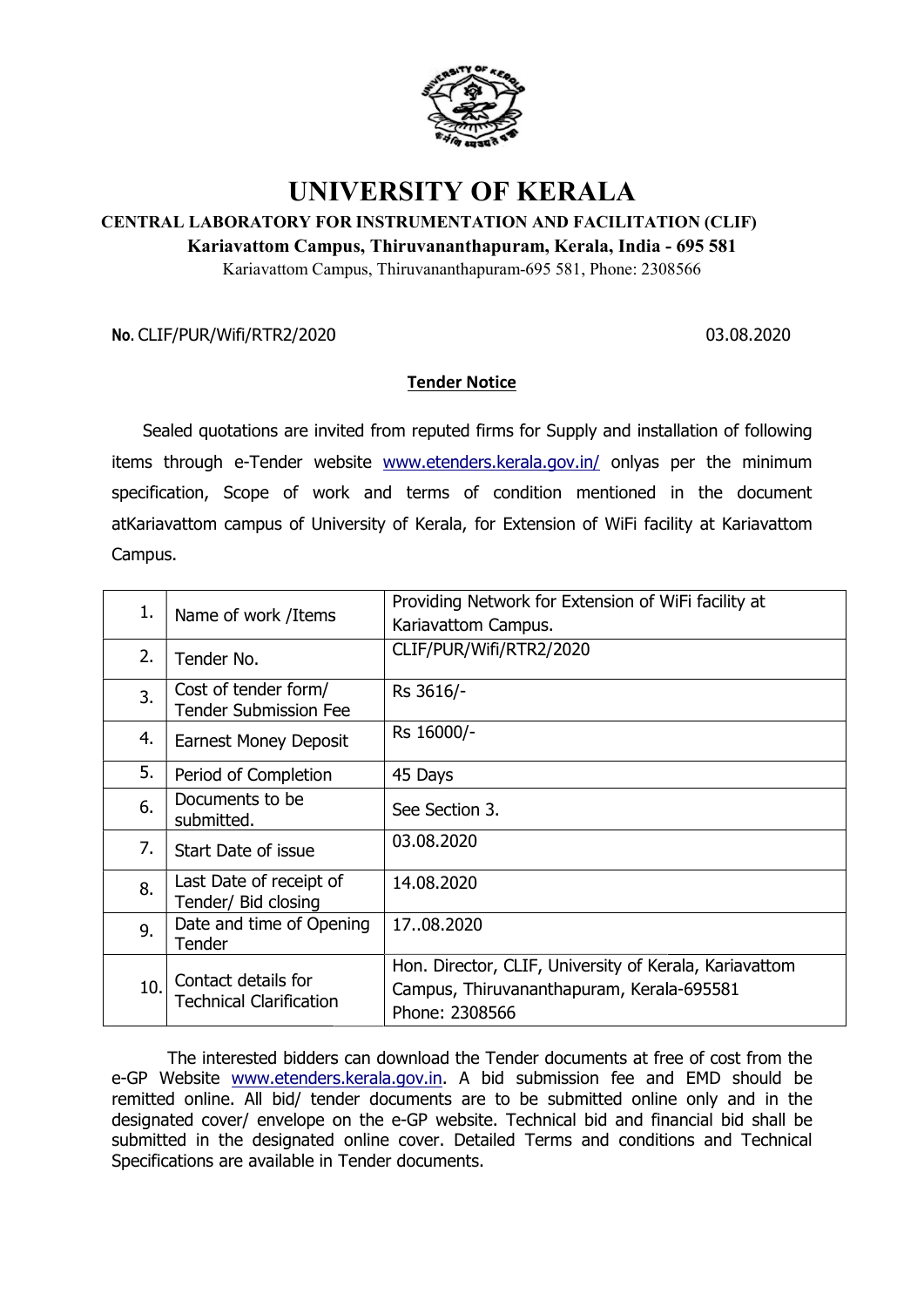# UNIVERSITY OF KERALA

**CENTRAL LABORATORY FOR INSTRUMENTATION AND FACILITATION (CLIF)**

**Kariavattom Campus, Thiruvananthapuram, Kerala, India - 695 581**

Kariavattom Campus, Thiruvananthapuram-695 581, Phone: 2308566

**No**. CLIF/PUR/Wifi/RTR2/2020 03.08.2020

## Tender Notice

Sealed quotations are invited from reputed firms for Supply and installation of following items through e-Tender website www.etenders.kerala.gov.in/ onlyas per the minimum specification, Scope of work and terms of condition mentioned in the document atKariavattom campus of University of Kerala, for Extension of WiFi facility at Kariavattom Campus.

| | | |
|---|---|---|
| 1. | Name of work /Items | Providing Network for Extension of WiFi facility at Kariavattom Campus. |
| 2. | Tender No. | CLIF/PUR/Wifi/RTR2/2020 |
| 3. | Cost of tender form/ Tender Submission Fee | Rs 3616/- |
| 4. | Earnest Money Deposit | Rs 16000/- |
| 5. | Period of Completion | 45 Days |
| 6. | Documents to be submitted. | See Section 3. |
| 7. | Start Date of issue | 03.08.2020 |
| 8. | Last Date of receipt of Tender/ Bid closing | 14.08.2020 |
| 9. | Date and time of Opening Tender | 17..08.2020 |
| 10. | Contact details for Technical Clarification | Hon. Director, CLIF, University of Kerala, Kariavattom Campus, Thiruvananthapuram, Kerala-695581 Phone: 2308566 |

The interested bidders can download the Tender documents at free of cost from the e-GP Website www.etenders.kerala.gov.in. A bid submission fee and EMD should be remitted online. All bid/ tender documents are to be submitted online only and in the designated cover/ envelope on the e-GP website. Technical bid and financial bid shall be submitted in the designated online cover. Detailed Terms and conditions and Technical Specifications are available in Tender documents.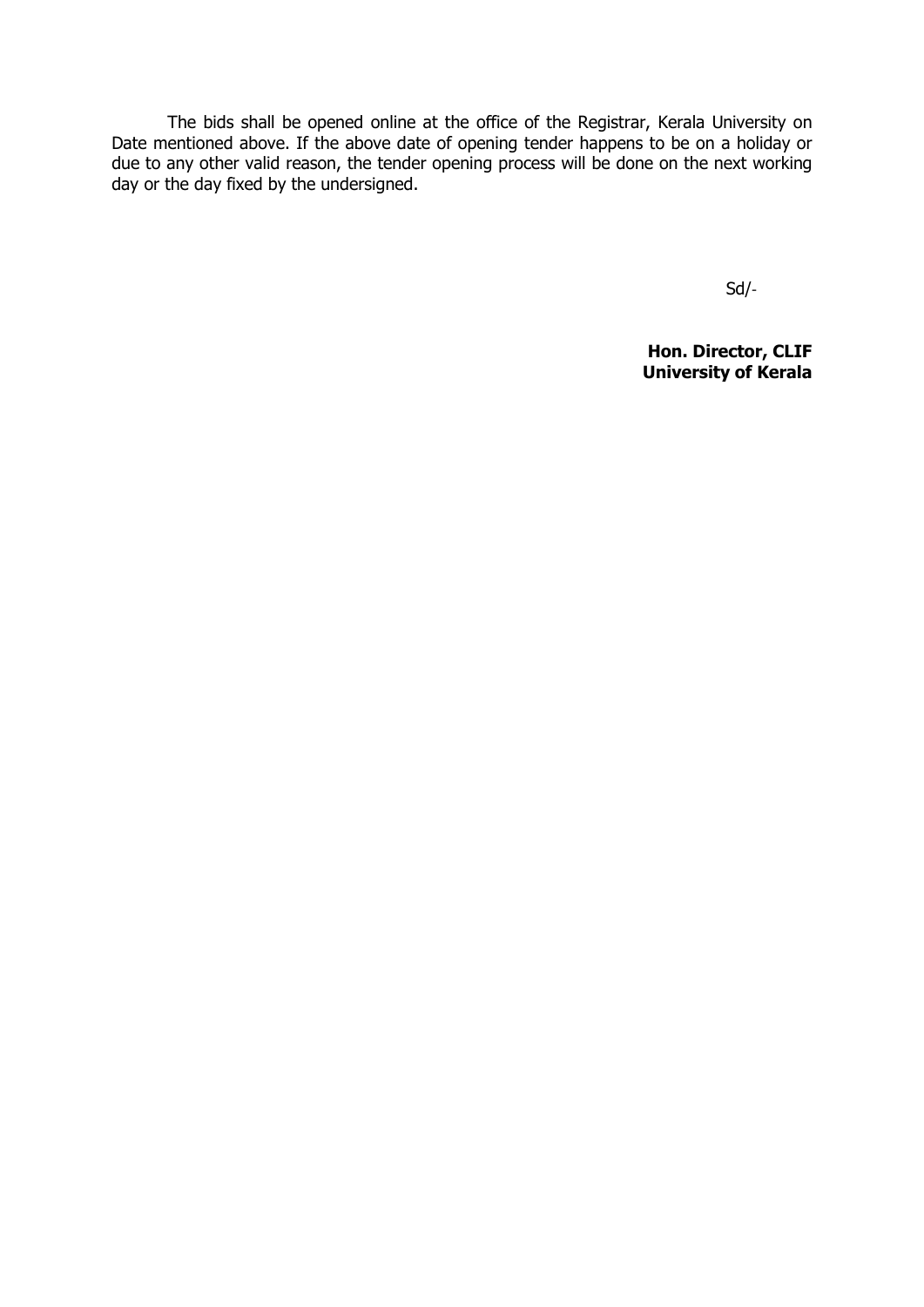The bids shall be opened online at the office of the Registrar, Kerala University on Date mentioned above. If the above date of opening tender happens to be on a holiday or due to any other valid reason, the tender opening process will be done on the next working day or the day fixed by the undersigned.

Sd/-

**Hon. Director, CLIF**
**University of Kerala**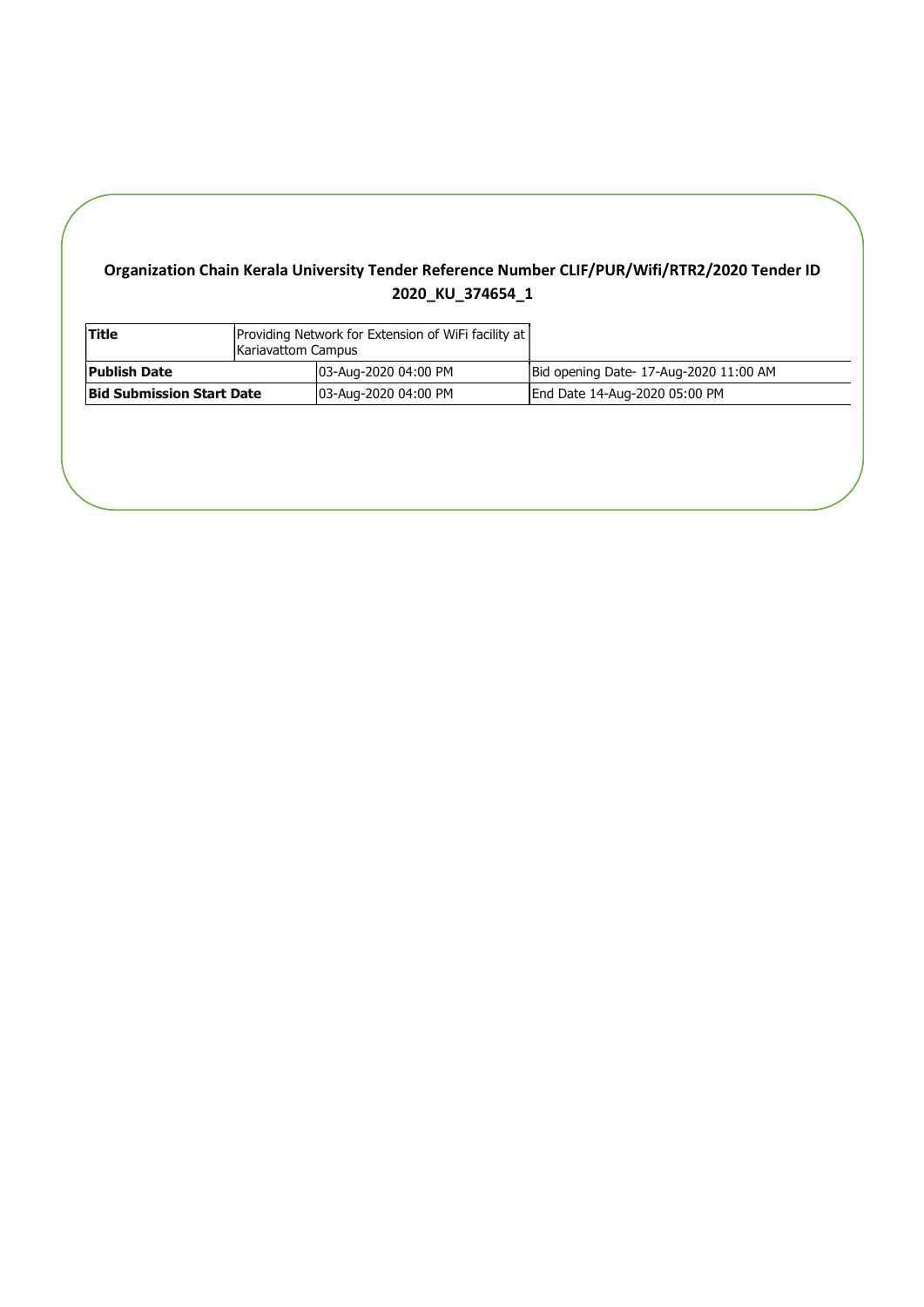**Organization Chain Kerala University Tender Reference Number CLIF/PUR/Wifi/RTR2/2020 Tender ID 2020_KU_374654_1**

| | | | |
|---|---|---|---|
| **Title** | Providing Network for Extension of WiFi facility at Kariavattom Campus | | |
| **Publish Date** | | 03-Aug-2020 04:00 PM | Bid opening Date- 17-Aug-2020 11:00 AM |
| **Bid Submission Start Date** | | 03-Aug-2020 04:00 PM | End Date 14-Aug-2020 05:00 PM |